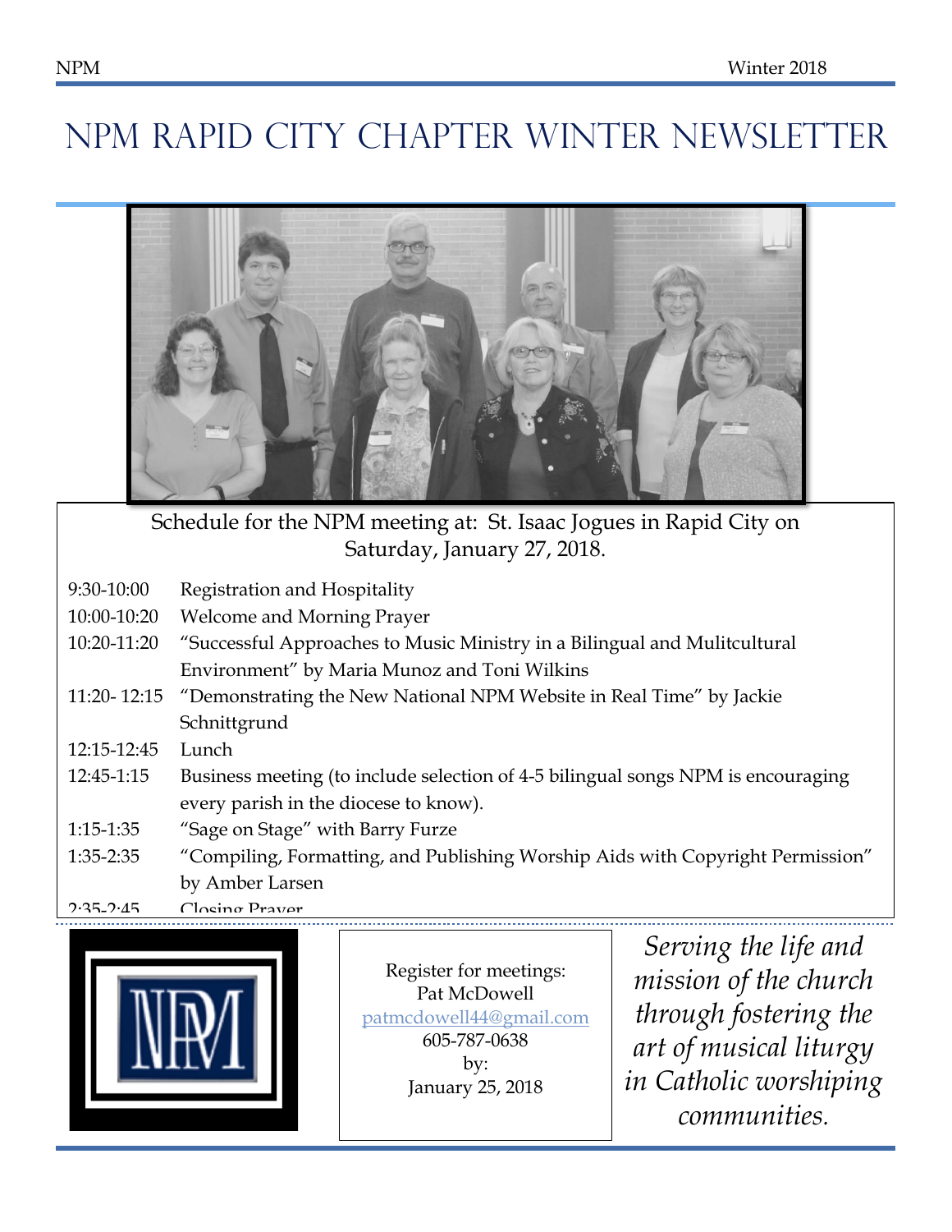# NPM Rapid City Chapter Winter Newsletter

Schedule for the NPM meeting at: St. Isaac Jogues in Rapid City on Saturday, January 27, 2018.

| | |
|---|---|
| 9:30-10:00 | Registration and Hospitality |
| 10:00-10:20 | Welcome and Morning Prayer |
| 10:20-11:20 | "Successful Approaches to Music Ministry in a Bilingual and Mulitcultural Environment" by Maria Munoz and Toni Wilkins |
| 11:20- 12:15 | "Demonstrating the New National NPM Website in Real Time" by Jackie Schnittgrund |
| 12:15-12:45 | Lunch |
| 12:45-1:15 | Business meeting (to include selection of 4-5 bilingual songs NPM is encouraging every parish in the diocese to know). |
| 1:15-1:35 | "Sage on Stage" with Barry Furze |
| 1:35-2:35 | "Compiling, Formatting, and Publishing Worship Aids with Copyright Permission" by Amber Larsen |
| 2:35-2:45 | Closing Prayer |

Register for meetings:
Pat McDowell
patmcdowell44@gmail.com
605-787-0638
by:
January 25, 2018

*Serving the life and mission of the church through fostering the art of musical liturgy in Catholic worshiping communities.*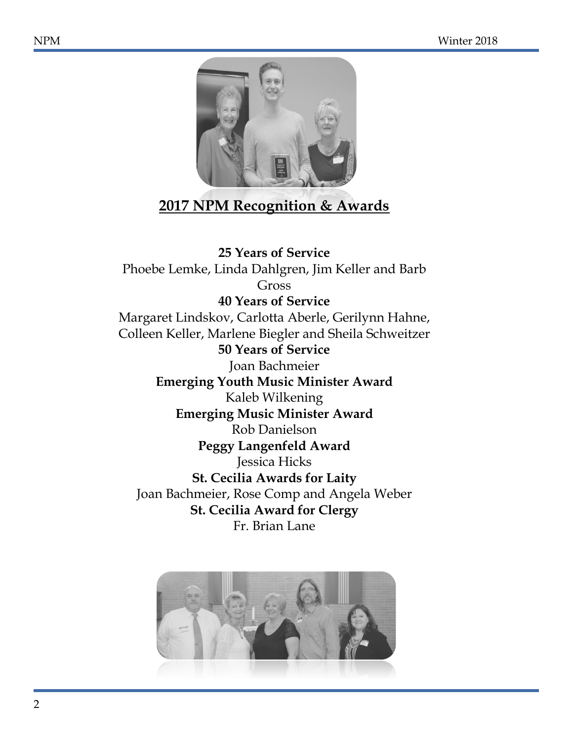## 2017 NPM Recognition & Awards

**25 Years of Service**
Phoebe Lemke, Linda Dahlgren, Jim Keller and Barb Gross

**40 Years of Service**
Margaret Lindskov, Carlotta Aberle, Gerilynn Hahne, Colleen Keller, Marlene Biegler and Sheila Schweitzer

**50 Years of Service**
Joan Bachmeier

**Emerging Youth Music Minister Award**
Kaleb Wilkening

**Emerging Music Minister Award**
Rob Danielson

**Peggy Langenfeld Award**
Jessica Hicks

**St. Cecilia Awards for Laity**
Joan Bachmeier, Rose Comp and Angela Weber

**St. Cecilia Award for Clergy**
Fr. Brian Lane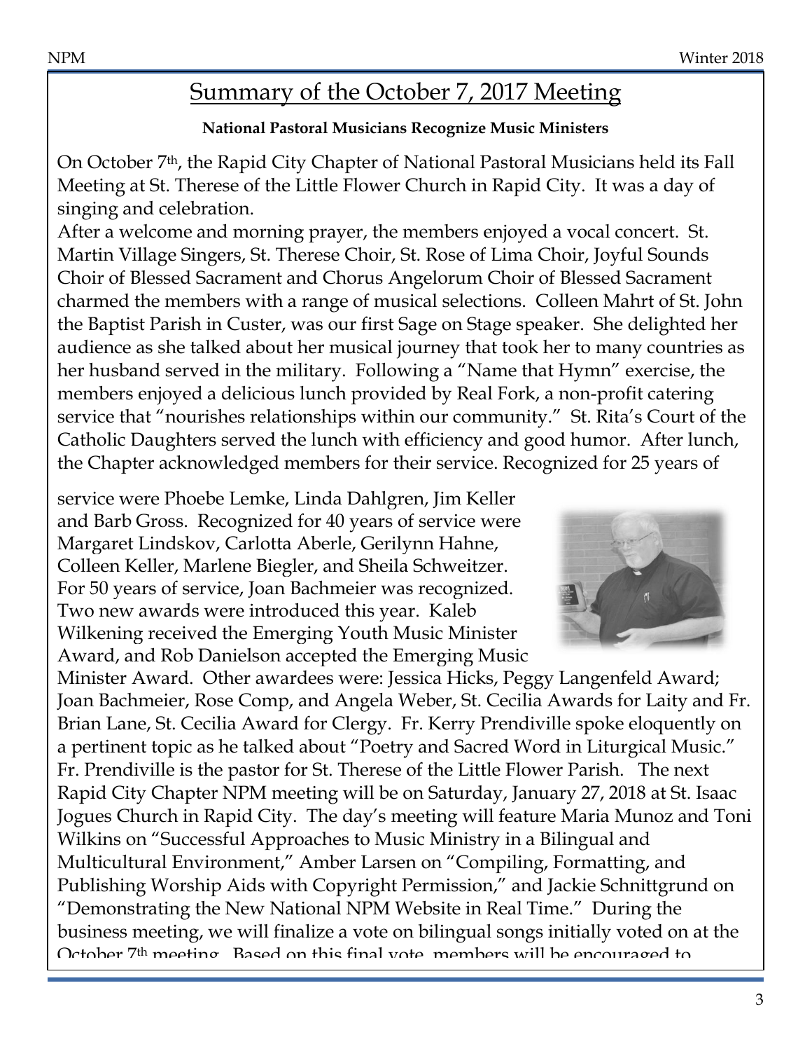# Summary of the October 7, 2017 Meeting

**National Pastoral Musicians Recognize Music Ministers**

On October 7th, the Rapid City Chapter of National Pastoral Musicians held its Fall Meeting at St. Therese of the Little Flower Church in Rapid City. It was a day of singing and celebration.

After a welcome and morning prayer, the members enjoyed a vocal concert. St. Martin Village Singers, St. Therese Choir, St. Rose of Lima Choir, Joyful Sounds Choir of Blessed Sacrament and Chorus Angelorum Choir of Blessed Sacrament charmed the members with a range of musical selections. Colleen Mahrt of St. John the Baptist Parish in Custer, was our first Sage on Stage speaker. She delighted her audience as she talked about her musical journey that took her to many countries as her husband served in the military. Following a "Name that Hymn" exercise, the members enjoyed a delicious lunch provided by Real Fork, a non-profit catering service that "nourishes relationships within our community." St. Rita's Court of the Catholic Daughters served the lunch with efficiency and good humor. After lunch, the Chapter acknowledged members for their service. Recognized for 25 years of service were Phoebe Lemke, Linda Dahlgren, Jim Keller and Barb Gross. Recognized for 40 years of service were Margaret Lindskov, Carlotta Aberle, Gerilynn Hahne, Colleen Keller, Marlene Biegler, and Sheila Schweitzer. For 50 years of service, Joan Bachmeier was recognized. Two new awards were introduced this year. Kaleb Wilkening received the Emerging Youth Music Minister Award, and Rob Danielson accepted the Emerging Music Minister Award. Other awardees were: Jessica Hicks, Peggy Langenfeld Award; Joan Bachmeier, Rose Comp, and Angela Weber, St. Cecilia Awards for Laity and Fr. Brian Lane, St. Cecilia Award for Clergy. Fr. Kerry Prendiville spoke eloquently on a pertinent topic as he talked about "Poetry and Sacred Word in Liturgical Music." Fr. Prendiville is the pastor for St. Therese of the Little Flower Parish. The next Rapid City Chapter NPM meeting will be on Saturday, January 27, 2018 at St. Isaac Jogues Church in Rapid City. The day's meeting will feature Maria Munoz and Toni Wilkins on "Successful Approaches to Music Ministry in a Bilingual and Multicultural Environment," Amber Larsen on "Compiling, Formatting, and Publishing Worship Aids with Copyright Permission," and Jackie Schnittgrund on "Demonstrating the New National NPM Website in Real Time." During the business meeting, we will finalize a vote on bilingual songs initially voted on at the October 7th meeting. Based on this final vote, members will be encouraged to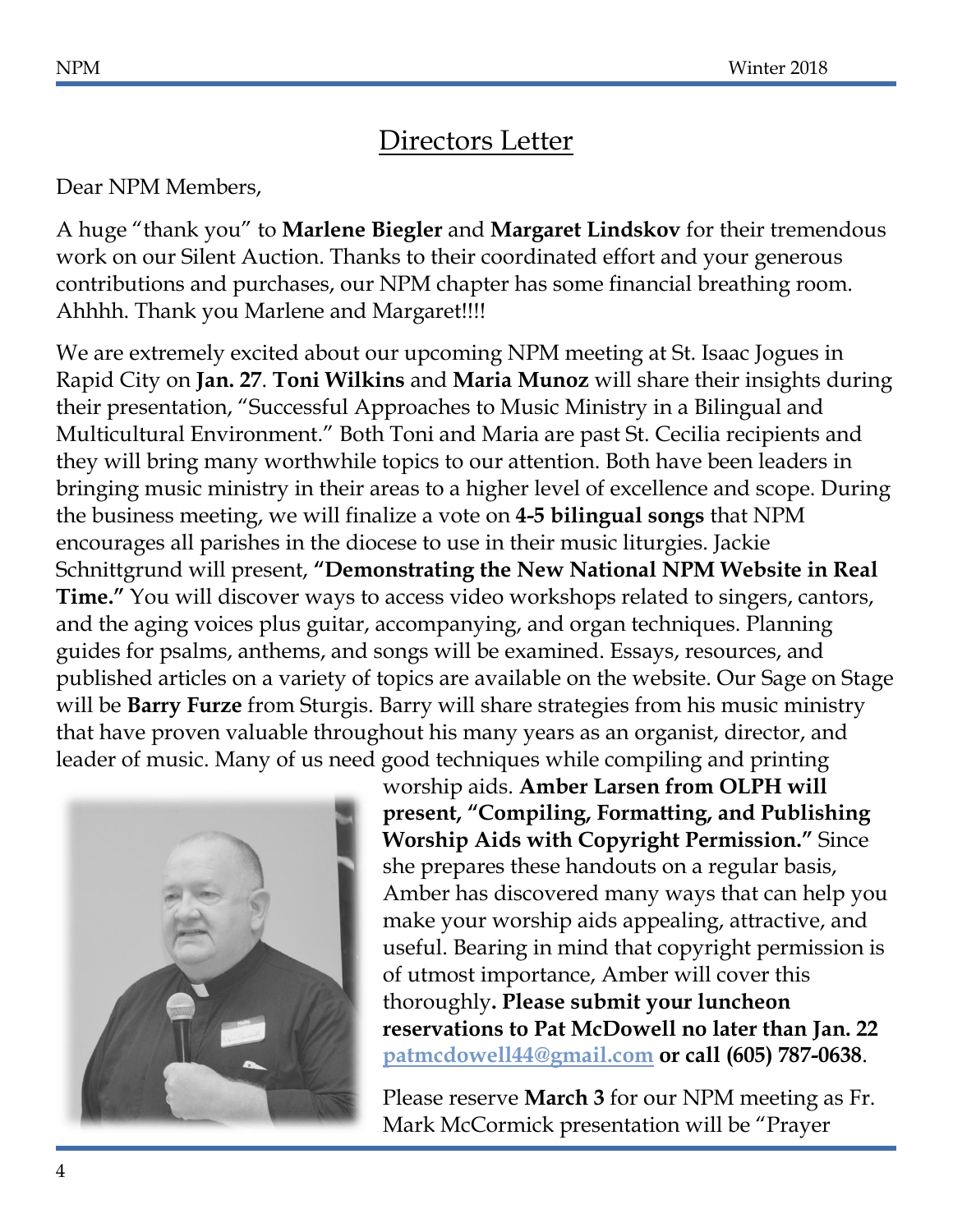# Directors Letter

Dear NPM Members,

A huge "thank you" to **Marlene Biegler** and **Margaret Lindskov** for their tremendous work on our Silent Auction. Thanks to their coordinated effort and your generous contributions and purchases, our NPM chapter has some financial breathing room. Ahhhh. Thank you Marlene and Margaret!!!!

We are extremely excited about our upcoming NPM meeting at St. Isaac Jogues in Rapid City on **Jan. 27**. **Toni Wilkins** and **Maria Munoz** will share their insights during their presentation, "Successful Approaches to Music Ministry in a Bilingual and Multicultural Environment." Both Toni and Maria are past St. Cecilia recipients and they will bring many worthwhile topics to our attention. Both have been leaders in bringing music ministry in their areas to a higher level of excellence and scope. During the business meeting, we will finalize a vote on **4-5 bilingual songs** that NPM encourages all parishes in the diocese to use in their music liturgies. Jackie Schnittgrund will present, **"Demonstrating the New National NPM Website in Real Time."** You will discover ways to access video workshops related to singers, cantors, and the aging voices plus guitar, accompanying, and organ techniques. Planning guides for psalms, anthems, and songs will be examined. Essays, resources, and published articles on a variety of topics are available on the website. Our Sage on Stage will be **Barry Furze** from Sturgis. Barry will share strategies from his music ministry that have proven valuable throughout his many years as an organist, director, and leader of music. Many of us need good techniques while compiling and printing worship aids. **Amber Larsen from OLPH will present, "Compiling, Formatting, and Publishing Worship Aids with Copyright Permission."** Since she prepares these handouts on a regular basis, Amber has discovered many ways that can help you make your worship aids appealing, attractive, and useful. Bearing in mind that copyright permission is of utmost importance, Amber will cover this thoroughly**. Please submit your luncheon reservations to Pat McDowell no later than Jan. 22** patmcdowell44@gmail.com **or call (605) 787-0638**.

Please reserve **March 3** for our NPM meeting as Fr. Mark McCormick presentation will be "Prayer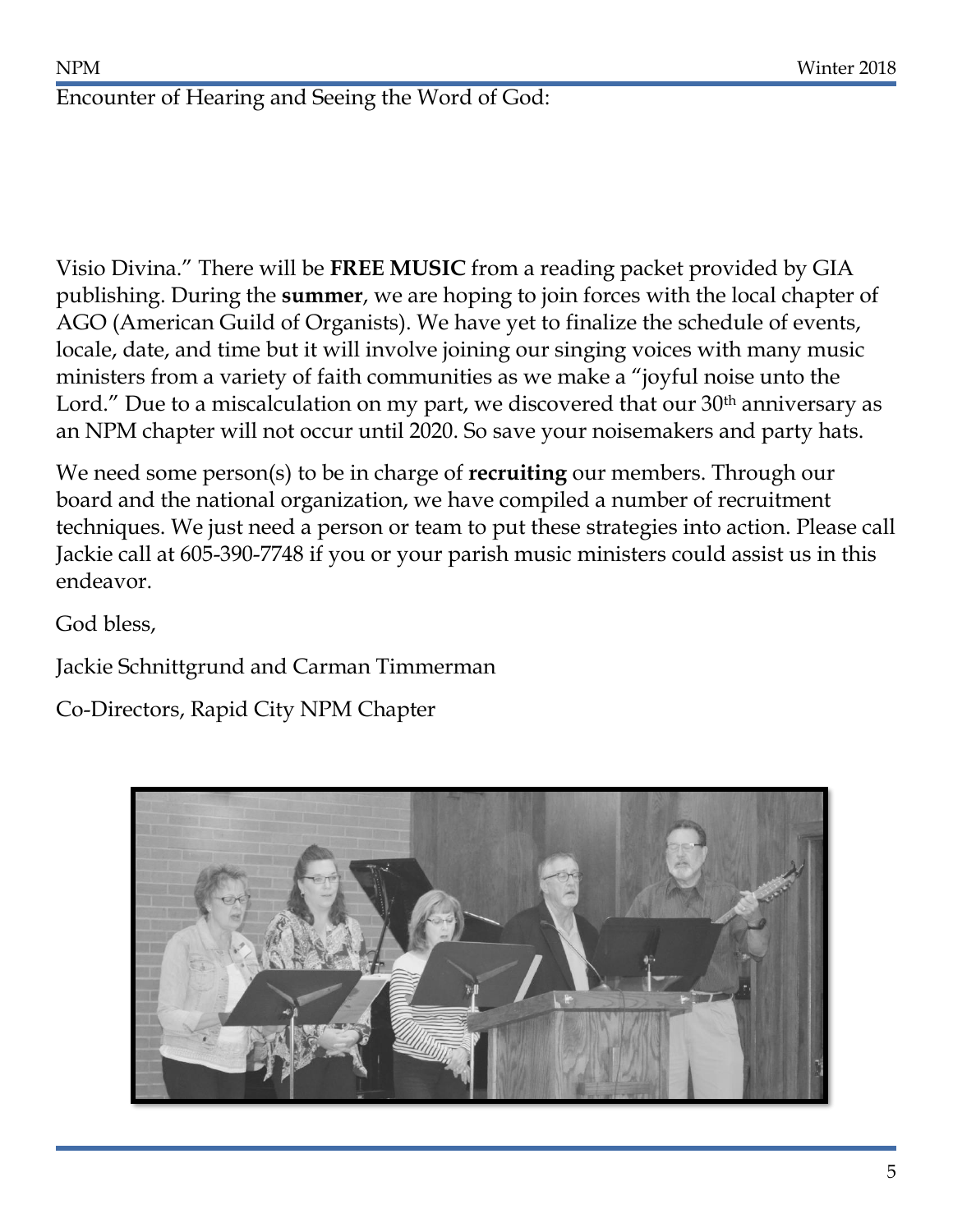Encounter of Hearing and Seeing the Word of God:

Visio Divina." There will be **FREE MUSIC** from a reading packet provided by GIA publishing. During the **summer**, we are hoping to join forces with the local chapter of AGO (American Guild of Organists). We have yet to finalize the schedule of events, locale, date, and time but it will involve joining our singing voices with many music ministers from a variety of faith communities as we make a "joyful noise unto the Lord." Due to a miscalculation on my part, we discovered that our 30th anniversary as an NPM chapter will not occur until 2020. So save your noisemakers and party hats.

We need some person(s) to be in charge of **recruiting** our members. Through our board and the national organization, we have compiled a number of recruitment techniques. We just need a person or team to put these strategies into action. Please call Jackie call at 605-390-7748 if you or your parish music ministers could assist us in this endeavor.

God bless,

Jackie Schnittgrund and Carman Timmerman

Co-Directors, Rapid City NPM Chapter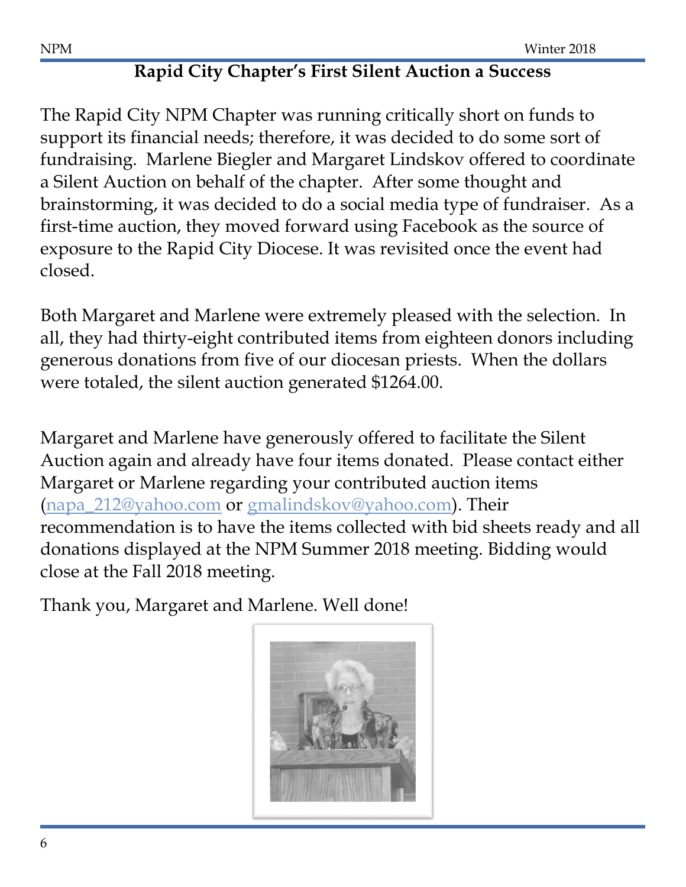## Rapid City Chapter's First Silent Auction a Success

The Rapid City NPM Chapter was running critically short on funds to support its financial needs; therefore, it was decided to do some sort of fundraising. Marlene Biegler and Margaret Lindskov offered to coordinate a Silent Auction on behalf of the chapter. After some thought and brainstorming, it was decided to do a social media type of fundraiser. As a first-time auction, they moved forward using Facebook as the source of exposure to the Rapid City Diocese. It was revisited once the event had closed.

Both Margaret and Marlene were extremely pleased with the selection. In all, they had thirty-eight contributed items from eighteen donors including generous donations from five of our diocesan priests. When the dollars were totaled, the silent auction generated $1264.00.

Margaret and Marlene have generously offered to facilitate the Silent Auction again and already have four items donated. Please contact either Margaret or Marlene regarding your contributed auction items (napa_212@yahoo.com or gmalindskov@yahoo.com). Their recommendation is to have the items collected with bid sheets ready and all donations displayed at the NPM Summer 2018 meeting. Bidding would close at the Fall 2018 meeting.

Thank you, Margaret and Marlene. Well done!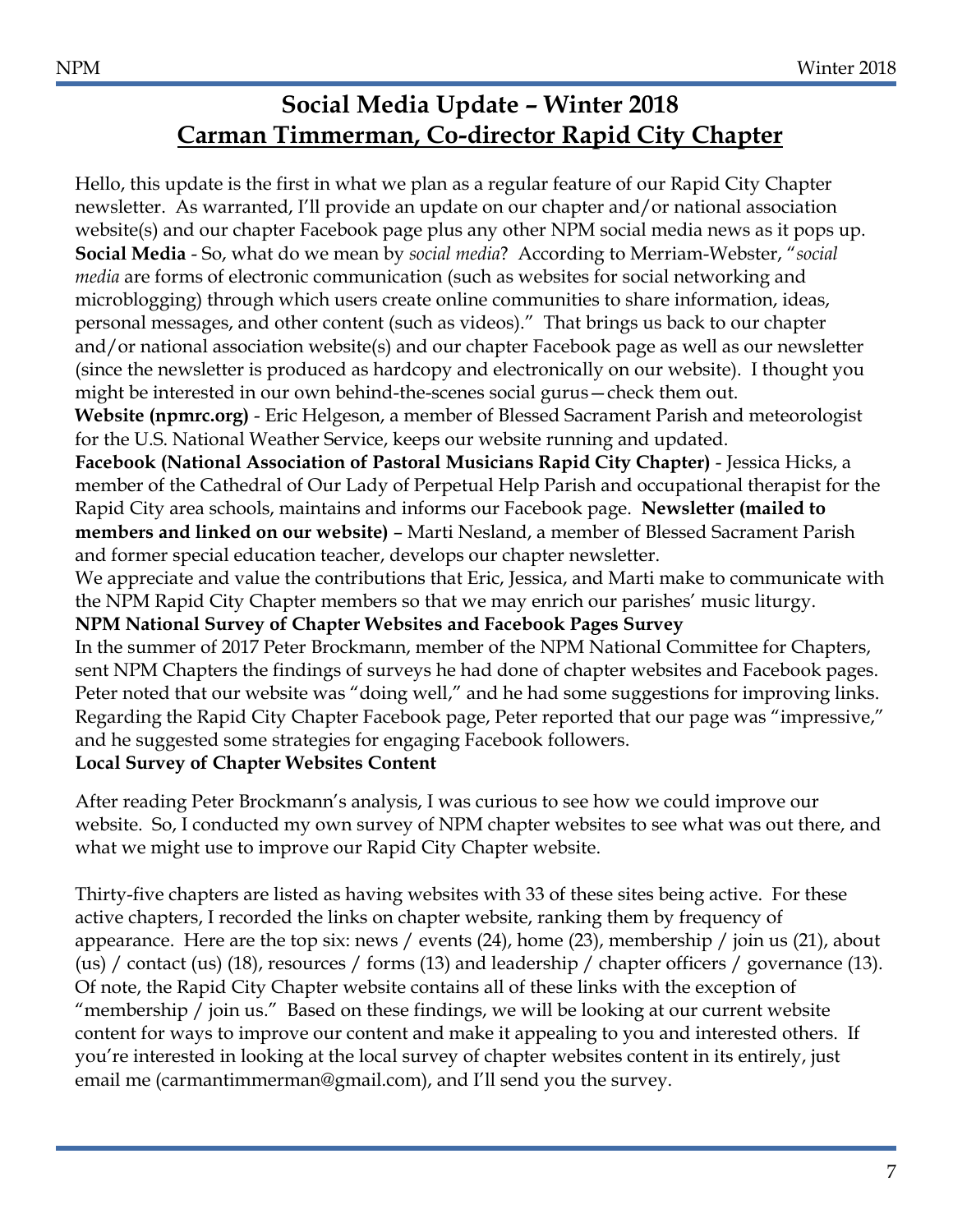# Social Media Update – Winter 2018

## Carman Timmerman, Co-director Rapid City Chapter

Hello, this update is the first in what we plan as a regular feature of our Rapid City Chapter newsletter. As warranted, I'll provide an update on our chapter and/or national association website(s) and our chapter Facebook page plus any other NPM social media news as it pops up.

**Social Media** - So, what do we mean by *social media*? According to Merriam-Webster, "*social media* are forms of electronic communication (such as websites for social networking and microblogging) through which users create online communities to share information, ideas, personal messages, and other content (such as videos)." That brings us back to our chapter and/or national association website(s) and our chapter Facebook page as well as our newsletter (since the newsletter is produced as hardcopy and electronically on our website). I thought you might be interested in our own behind-the-scenes social gurus—check them out.

**Website (npmrc.org)** - Eric Helgeson, a member of Blessed Sacrament Parish and meteorologist for the U.S. National Weather Service, keeps our website running and updated.

**Facebook (National Association of Pastoral Musicians Rapid City Chapter)** - Jessica Hicks, a member of the Cathedral of Our Lady of Perpetual Help Parish and occupational therapist for the Rapid City area schools, maintains and informs our Facebook page. **Newsletter (mailed to members and linked on our website)** – Marti Nesland, a member of Blessed Sacrament Parish and former special education teacher, develops our chapter newsletter.

We appreciate and value the contributions that Eric, Jessica, and Marti make to communicate with the NPM Rapid City Chapter members so that we may enrich our parishes' music liturgy.

**NPM National Survey of Chapter Websites and Facebook Pages Survey**

In the summer of 2017 Peter Brockmann, member of the NPM National Committee for Chapters, sent NPM Chapters the findings of surveys he had done of chapter websites and Facebook pages. Peter noted that our website was "doing well," and he had some suggestions for improving links. Regarding the Rapid City Chapter Facebook page, Peter reported that our page was "impressive," and he suggested some strategies for engaging Facebook followers.

**Local Survey of Chapter Websites Content**

After reading Peter Brockmann's analysis, I was curious to see how we could improve our website. So, I conducted my own survey of NPM chapter websites to see what was out there, and what we might use to improve our Rapid City Chapter website.

Thirty-five chapters are listed as having websites with 33 of these sites being active. For these active chapters, I recorded the links on chapter website, ranking them by frequency of appearance. Here are the top six: news / events (24), home (23), membership / join us (21), about (us) / contact (us) (18), resources / forms (13) and leadership / chapter officers / governance (13). Of note, the Rapid City Chapter website contains all of these links with the exception of "membership / join us." Based on these findings, we will be looking at our current website content for ways to improve our content and make it appealing to you and interested others. If you're interested in looking at the local survey of chapter websites content in its entirely, just email me (carmantimmerman@gmail.com), and I'll send you the survey.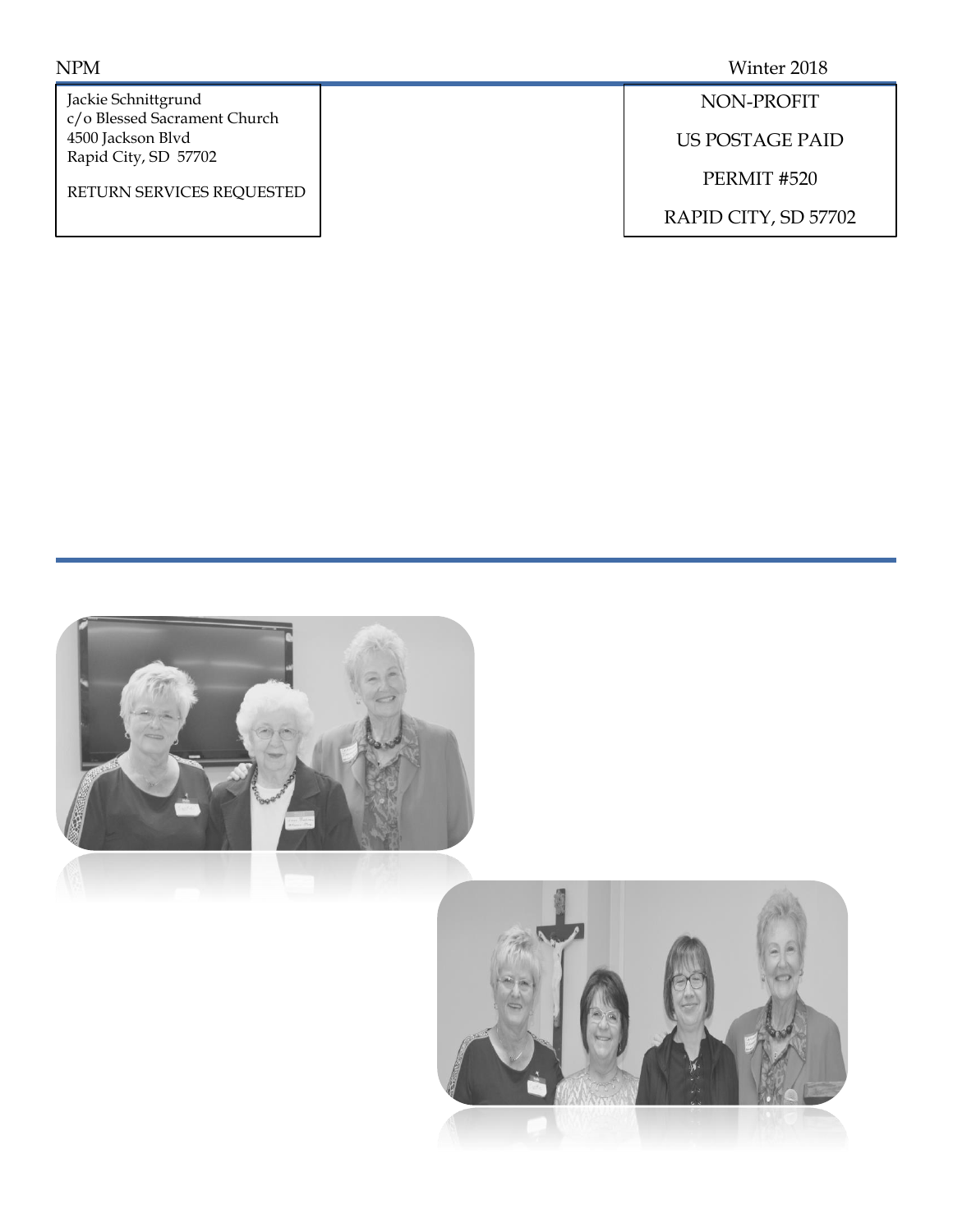Jackie Schnittgrund
c/o Blessed Sacrament Church
4500 Jackson Blvd
Rapid City, SD 57702

RETURN SERVICES REQUESTED

NON-PROFIT

US POSTAGE PAID

PERMIT #520

RAPID CITY, SD 57702